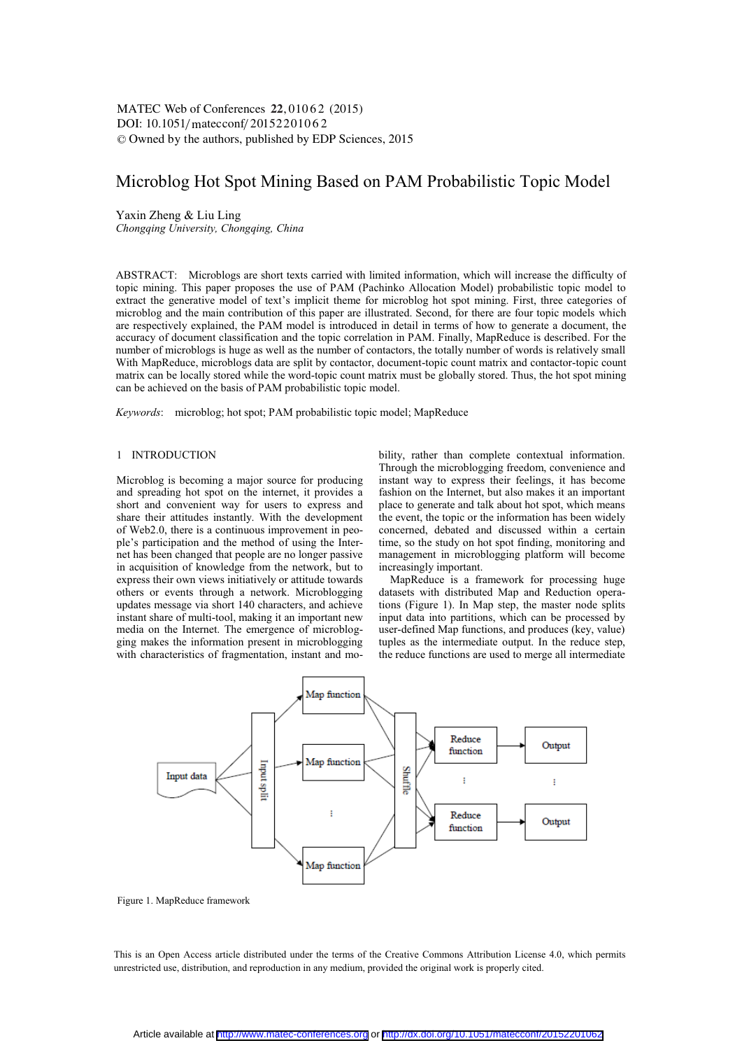# Microblog Hot Spot Mining Based on PAM Probabilistic Topic Model

Yaxin Zheng & Liu Ling

*Chongqing University, Chongqing, China*

ABSTRACT: Microblogs are short texts carried with limited information, which will increase the difficulty of topic mining. This paper proposes the use of PAM (Pachinko Allocation Model) probabilistic topic model to extract the generative model of text's implicit theme for microblog hot spot mining. First, three categories of microblog and the main contribution of this paper are illustrated. Second, for there are four topic models which are respectively explained, the PAM model is introduced in detail in terms of how to generate a document, the accuracy of document classification and the topic correlation in PAM. Finally, MapReduce is described. For the number of microblogs is huge as well as the number of contactors, the totally number of words is relatively small With MapReduce, microblogs data are split by contactor, document-topic count matrix and contactor-topic count matrix can be locally stored while the word-topic count matrix must be globally stored. Thus, the hot spot mining can be achieved on the basis of PAM probabilistic topic model.

*Keywords*: microblog; hot spot; PAM probabilistic topic model; MapReduce

## 1 INTRODUCTION

Microblog is becoming a major source for producing and spreading hot spot on the internet, it provides a short and convenient way for users to express and share their attitudes instantly. With the development of Web2.0, there is a continuous improvement in people's participation and the method of using the Internet has been changed that people are no longer passive in acquisition of knowledge from the network, but to express their own views initiatively or attitude towards others or events through a network. Microblogging updates message via short 140 characters, and achieve instant share of multi-tool, making it an important new media on the Internet. The emergence of microblogging makes the information present in microblogging with characteristics of fragmentation, instant and mobility, rather than complete contextual information. Through the microblogging freedom, convenience and instant way to express their feelings, it has become fashion on the Internet, but also makes it an important place to generate and talk about hot spot, which means the event, the topic or the information has been widely concerned, debated and discussed within a certain time, so the study on hot spot finding, monitoring and management in microblogging platform will become increasingly important.

MapReduce is a framework for processing huge datasets with distributed Map and Reduction operations (Figure 1). In Map step, the master node splits input data into partitions, which can be processed by user-defined Map functions, and produces (key, value) tuples as the intermediate output. In the reduce step, the reduce functions are used to merge all intermediate

Figure 1. MapReduce framework

This is an Open Access article distributed under the terms of the Creative Commons Attribution License 4.0, which permits unrestricted use, distribution, and reproduction in any medium, provided the original work is properly cited.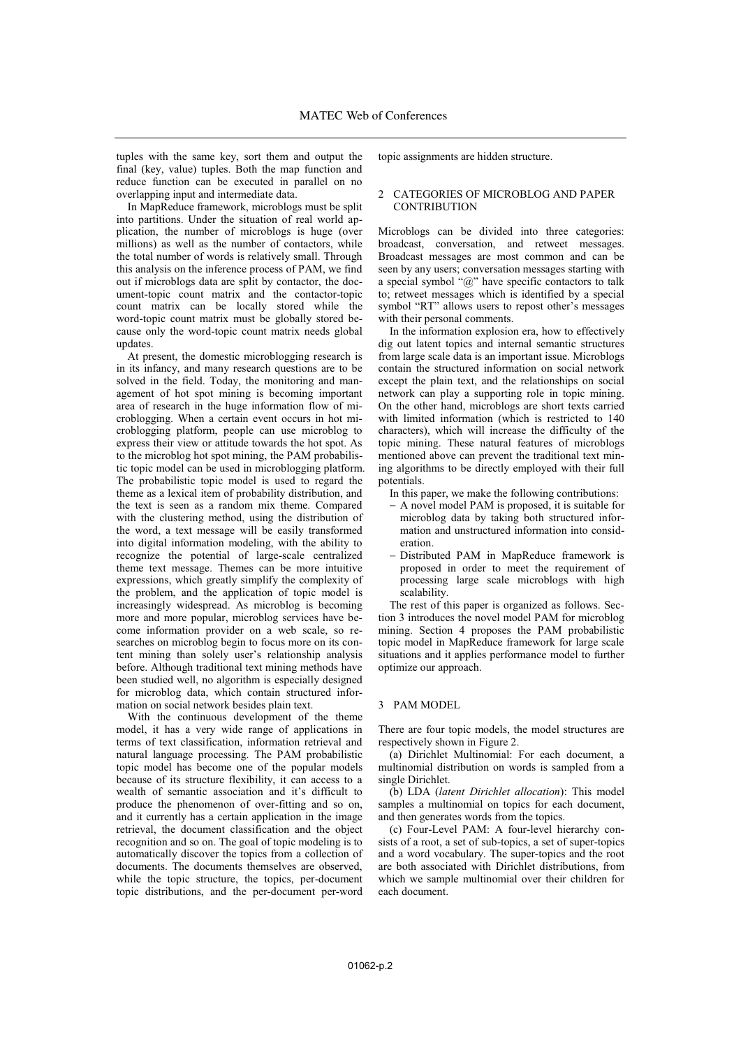tuples with the same key, sort them and output the final (key, value) tuples. Both the map function and reduce function can be executed in parallel on no overlapping input and intermediate data.

In MapReduce framework, microblogs must be split into partitions. Under the situation of real world application, the number of microblogs is huge (over millions) as well as the number of contactors, while the total number of words is relatively small. Through this analysis on the inference process of PAM, we find out if microblogs data are split by contactor, the document-topic count matrix and the contactor-topic count matrix can be locally stored while the word-topic count matrix must be globally stored because only the word-topic count matrix needs global updates.

At present, the domestic microblogging research is in its infancy, and many research questions are to be solved in the field. Today, the monitoring and management of hot spot mining is becoming important area of research in the huge information flow of microblogging. When a certain event occurs in hot microblogging platform, people can use microblog to express their view or attitude towards the hot spot. As to the microblog hot spot mining, the PAM probabilistic topic model can be used in microblogging platform. The probabilistic topic model is used to regard the theme as a lexical item of probability distribution, and the text is seen as a random mix theme. Compared with the clustering method, using the distribution of the word, a text message will be easily transformed into digital information modeling, with the ability to recognize the potential of large-scale centralized theme text message. Themes can be more intuitive expressions, which greatly simplify the complexity of the problem, and the application of topic model is increasingly widespread. As microblog is becoming more and more popular, microblog services have become information provider on a web scale, so researches on microblog begin to focus more on its content mining than solely user's relationship analysis before. Although traditional text mining methods have been studied well, no algorithm is especially designed for microblog data, which contain structured information on social network besides plain text.

With the continuous development of the theme model, it has a very wide range of applications in terms of text classification, information retrieval and natural language processing. The PAM probabilistic topic model has become one of the popular models because of its structure flexibility, it can access to a wealth of semantic association and it's difficult to produce the phenomenon of over-fitting and so on, and it currently has a certain application in the image retrieval, the document classification and the object recognition and so on. The goal of topic modeling is to automatically discover the topics from a collection of documents. The documents themselves are observed, while the topic structure, the topics, per-document topic distributions, and the per-document per-word topic assignments are hidden structure.

## 2 CATEGORIES OF MICROBLOG AND PAPER CONTRIBUTION

Microblogs can be divided into three categories: broadcast, conversation, and retweet messages. Broadcast messages are most common and can be seen by any users; conversation messages starting with a special symbol "@" have specific contactors to talk to; retweet messages which is identified by a special symbol "RT" allows users to repost other's messages with their personal comments.

In the information explosion era, how to effectively dig out latent topics and internal semantic structures from large scale data is an important issue. Microblogs contain the structured information on social network except the plain text, and the relationships on social network can play a supporting role in topic mining. On the other hand, microblogs are short texts carried with limited information (which is restricted to 140 characters), which will increase the difficulty of the topic mining. These natural features of microblogs mentioned above can prevent the traditional text mining algorithms to be directly employed with their full potentials.

In this paper, we make the following contributions:

- A novel model PAM is proposed, it is suitable for microblog data by taking both structured information and unstructured information into consideration.
- Distributed PAM in MapReduce framework is proposed in order to meet the requirement of processing large scale microblogs with high scalability.

The rest of this paper is organized as follows. Section 3 introduces the novel model PAM for microblog mining. Section 4 proposes the PAM probabilistic topic model in MapReduce framework for large scale situations and it applies performance model to further optimize our approach.

## 3 PAM MODEL

There are four topic models, the model structures are respectively shown in Figure 2.

(a) Dirichlet Multinomial: For each document, a multinomial distribution on words is sampled from a single Dirichlet.

(b) LDA (*latent Dirichlet allocation*): This model samples a multinomial on topics for each document, and then generates words from the topics.

(c) Four-Level PAM: A four-level hierarchy consists of a root, a set of sub-topics, a set of super-topics and a word vocabulary. The super-topics and the root are both associated with Dirichlet distributions, from which we sample multinomial over their children for each document.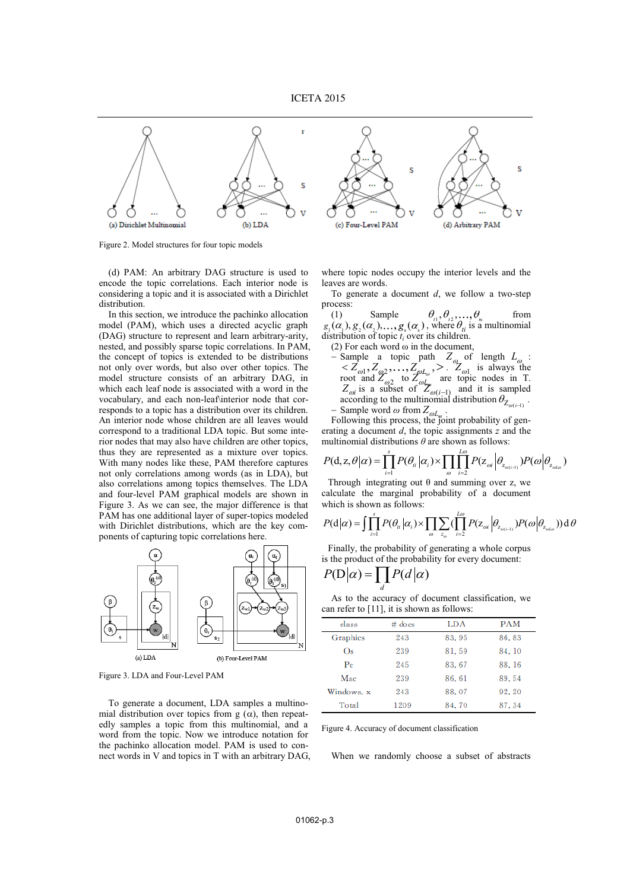(a) Dirichlet Multinomial (b) LDA (c) Four-Level PAM (d) Arbitrary PAM

Figure 2. Model structures for four topic models

(d) PAM: An arbitrary DAG structure is used to encode the topic correlations. Each interior node is considering a topic and it is associated with a Dirichlet distribution.

In this section, we introduce the pachinko allocation model (PAM), which uses a directed acyclic graph (DAG) structure to represent and learn arbitrary-arity, nested, and possibly sparse topic correlations. In PAM, the concept of topics is extended to be distributions not only over words, but also over other topics. The model structure consists of an arbitrary DAG, in which each leaf node is associated with a word in the vocabulary, and each non-leaf\interior node that corresponds to a topic has a distribution over its children. An interior node whose children are all leaves would correspond to a traditional LDA topic. But some interior nodes that may also have children are other topics, thus they are represented as a mixture over topics. With many nodes like these, PAM therefore captures not only correlations among words (as in LDA), but also correlations among topics themselves. The LDA and four-level PAM graphical models are shown in Figure 3. As we can see, the major difference is that PAM has one additional layer of super-topics modeled with Dirichlet distributions, which are the key components of capturing topic correlations here.

(a) LDA (b) Four-Level PAM

Figure 3. LDA and Four-Level PAM

To generate a document, LDA samples a multinomial distribution over topics from g (α), then repeatedly samples a topic from this multinomial, and a word from the topic. Now we introduce notation for the pachinko allocation model. PAM is used to connect words in V and topics in T with an arbitrary DAG, where topic nodes occupy the interior levels and the leaves are words.

To generate a document $d$, we follow a two-step process:

(1) Sample $\theta_{t1}, \theta_{t2}, \ldots, \theta_{ts}$ from $g_1(\alpha_1), g_2(\alpha_2), \ldots, g_s(\alpha_s)$, where $\theta_{ti}$ is a multinomial distribution of topic $t_i$ over its children.

(2) For each word ω in the document,

- Sample a topic path $Z_\omega$ of length $L_\omega$ : $< Z_{\omega 1}, Z_{\omega 2}, \ldots, Z_{\omega L_\omega} >$. $Z_{\omega 1}$ is always the root and $Z_{\omega 2}$ to $Z_{\omega L_\omega}$ are topic nodes in T. $Z_{\omega i}$ is a subset of $Z_{\omega(i-1)}$ and it is sampled according to the multinomial distribution $\theta_{Z_{\omega(i-1)}}$.
- Sample word $\omega$ from $Z_{\omega L_\omega}$.

Following this process, the joint probability of generating a document $d$, the topic assignments $z$ and the multinomial distributions $\theta$ are shown as follows:

$$P(\mathrm{d}, \mathrm{z}, \theta|\alpha) = \prod_{i=1}^{s} P(\theta_{ti}|\alpha_i) \times \prod_{\omega} \prod_{i=2}^{L\omega} P(\mathrm{z}_{\omega i}|\theta_{z_{\omega(i-1)}}) P(\omega|\theta_{z_{\omega L\omega}})$$

Through integrating out θ and summing over z, we calculate the marginal probability of a document which is shown as follows:

$$P(\mathrm{d}|\alpha) = \int \prod_{i=1}^{s} P(\theta_{ti}|\alpha_i) \times \prod_{\omega} \sum_{z_\omega} \left(\prod_{i=2}^{L\omega} P(\mathrm{z}_{\omega i}|\theta_{z_{\omega(i-1)}}) P(\omega|\theta_{z_{\omega L\omega}})\right) \mathrm{d}\theta$$

Finally, the probability of generating a whole corpus is the product of the probability for every document:

$$P(\mathrm{D}|\alpha) = \prod_{d} P(d|\alpha)$$

As to the accuracy of document classification, we can refer to [11], it is shown as follows:

| class | # docs | LDA | PAM |
|---|---|---|---|
| Graphics | 243 | 83. 95 | 86. 83 |
| Os | 239 | 81. 59 | 84. 10 |
| Pc | 245 | 83. 67 | 88. 16 |
| Mac | 239 | 86. 61 | 89. 54 |
| Windows. x | 243 | 88. 07 | 92. 20 |
| Total | 1209 | 84. 70 | 87. 34 |

Figure 4. Accuracy of document classification

When we randomly choose a subset of abstracts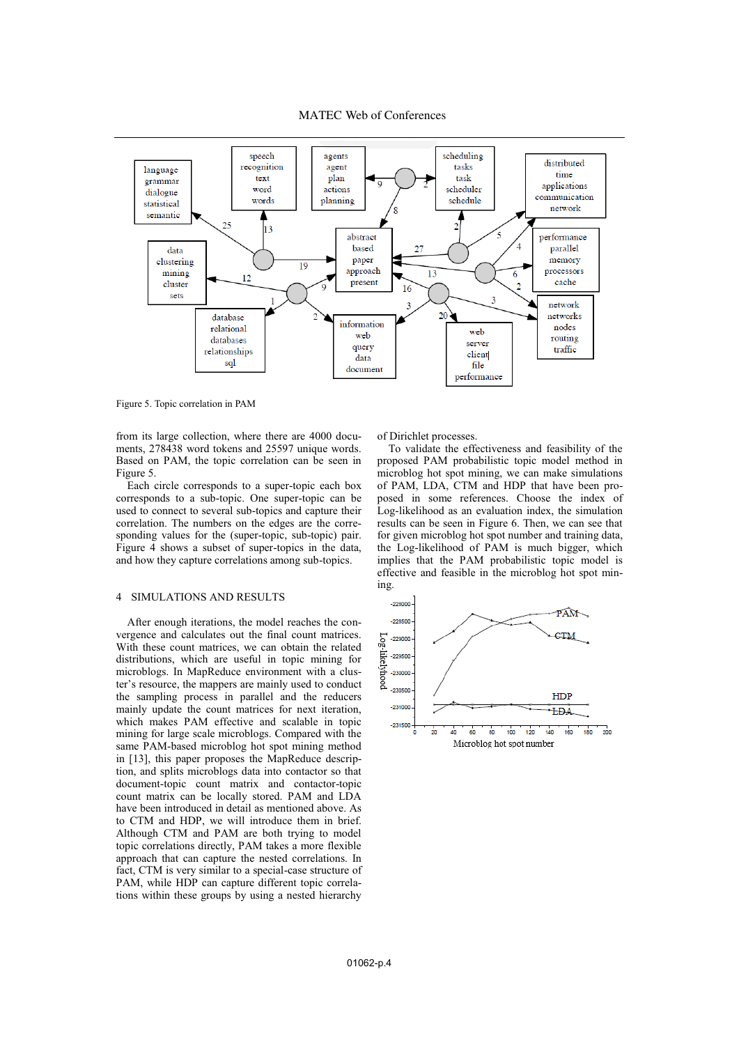Figure 5. Topic correlation in PAM

from its large collection, where there are 4000 documents, 278438 word tokens and 25597 unique words. Based on PAM, the topic correlation can be seen in Figure 5.

Each circle corresponds to a super-topic each box corresponds to a sub-topic. One super-topic can be used to connect to several sub-topics and capture their correlation. The numbers on the edges are the corresponding values for the (super-topic, sub-topic) pair. Figure 4 shows a subset of super-topics in the data, and how they capture correlations among sub-topics.

## 4 SIMULATIONS AND RESULTS

After enough iterations, the model reaches the convergence and calculates out the final count matrices. With these count matrices, we can obtain the related distributions, which are useful in topic mining for microblogs. In MapReduce environment with a cluster's resource, the mappers are mainly used to conduct the sampling process in parallel and the reducers mainly update the count matrices for next iteration, which makes PAM effective and scalable in topic mining for large scale microblogs. Compared with the same PAM-based microblog hot spot mining method in [13], this paper proposes the MapReduce description, and splits microblogs data into contactor so that document-topic count matrix and contactor-topic count matrix can be locally stored. PAM and LDA have been introduced in detail as mentioned above. As to CTM and HDP, we will introduce them in brief. Although CTM and PAM are both trying to model topic correlations directly, PAM takes a more flexible approach that can capture the nested correlations. In fact, CTM is very similar to a special-case structure of PAM, while HDP can capture different topic correlations within these groups by using a nested hierarchy of Dirichlet processes.

To validate the effectiveness and feasibility of the proposed PAM probabilistic topic model method in microblog hot spot mining, we can make simulations of PAM, LDA, CTM and HDP that have been proposed in some references. Choose the index of Log-likelihood as an evaluation index, the simulation results can be seen in Figure 6. Then, we can see that for given microblog hot spot number and training data, the Log-likelihood of PAM is much bigger, which implies that the PAM probabilistic topic model is effective and feasible in the microblog hot spot mining.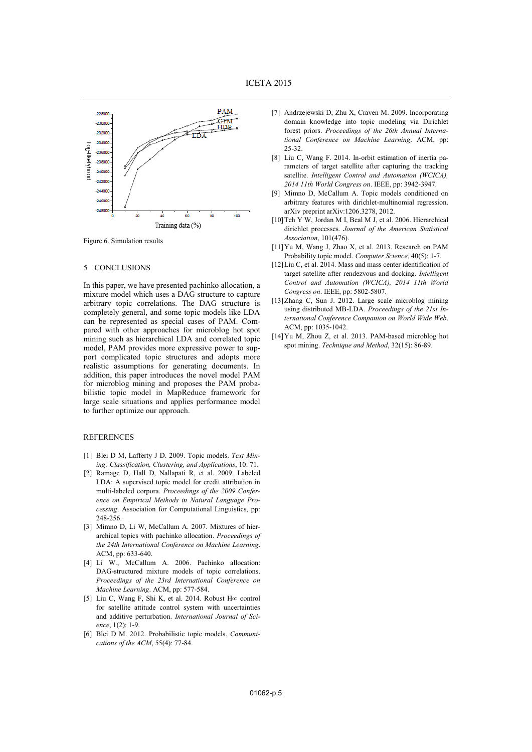PAM
CTM
HDP
LDA

-228000
-230000
-232000
-234000
-236000
-238000
-240000
-242000
-244000
-246000
-248000

Log-likelihood

0
20
40
60
80
100

Training data (%)

Figure 6. Simulation results

## 5 CONCLUSIONS

In this paper, we have presented pachinko allocation, a mixture model which uses a DAG structure to capture arbitrary topic correlations. The DAG structure is completely general, and some topic models like LDA can be represented as special cases of PAM. Compared with other approaches for microblog hot spot mining such as hierarchical LDA and correlated topic model, PAM provides more expressive power to support complicated topic structures and adopts more realistic assumptions for generating documents. In addition, this paper introduces the novel model PAM for microblog mining and proposes the PAM probabilistic topic model in MapReduce framework for large scale situations and applies performance model to further optimize our approach.

## REFERENCES

[1] Blei D M, Lafferty J D. 2009. Topic models. *Text Mining: Classification, Clustering, and Applications*, 10: 71.

[2] Ramage D, Hall D, Nallapati R, et al. 2009. Labeled LDA: A supervised topic model for credit attribution in multi-labeled corpora. *Proceedings of the 2009 Conference on Empirical Methods in Natural Language Processing*. Association for Computational Linguistics, pp: 248-256.

[3] Mimno D, Li W, McCallum A. 2007. Mixtures of hierarchical topics with pachinko allocation. *Proceedings of the 24th International Conference on Machine Learning*. ACM, pp: 633-640.

[4] Li W., McCallum A. 2006. Pachinko allocation: DAG-structured mixture models of topic correlations. *Proceedings of the 23rd International Conference on Machine Learning*. ACM, pp: 577-584.

[5] Liu C, Wang F, Shi K, et al. 2014. Robust H∞ control for satellite attitude control system with uncertainties and additive perturbation. *International Journal of Science*, 1(2): 1-9.

[6] Blei D M. 2012. Probabilistic topic models. *Communications of the ACM*, 55(4): 77-84.

[7] Andrzejewski D, Zhu X, Craven M. 2009. Incorporating domain knowledge into topic modeling via Dirichlet forest priors. *Proceedings of the 26th Annual International Conference on Machine Learning*. ACM, pp: 25-32.

[8] Liu C, Wang F. 2014. In-orbit estimation of inertia parameters of target satellite after capturing the tracking satellite. *Intelligent Control and Automation (WCICA), 2014 11th World Congress on*. IEEE, pp: 3942-3947.

[9] Mimno D, McCallum A. Topic models conditioned on arbitrary features with dirichlet-multinomial regression. arXiv preprint arXiv:1206.3278, 2012.

[10] Teh Y W, Jordan M I, Beal M J, et al. 2006. Hierarchical dirichlet processes. *Journal of the American Statistical Association*, 101(476).

[11] Yu M, Wang J, Zhao X, et al. 2013. Research on PAM Probability topic model. *Computer Science*, 40(5): 1-7.

[12] Liu C, et al. 2014. Mass and mass center identification of target satellite after rendezvous and docking. *Intelligent Control and Automation (WCICA), 2014 11th World Congress on*. IEEE, pp: 5802-5807.

[13] Zhang C, Sun J. 2012. Large scale microblog mining using distributed MB-LDA. *Proceedings of the 21st International Conference Companion on World Wide Web*. ACM, pp: 1035-1042.

[14] Yu M, Zhou Z, et al. 2013. PAM-based microblog hot spot mining. *Technique and Method*, 32(15): 86-89.